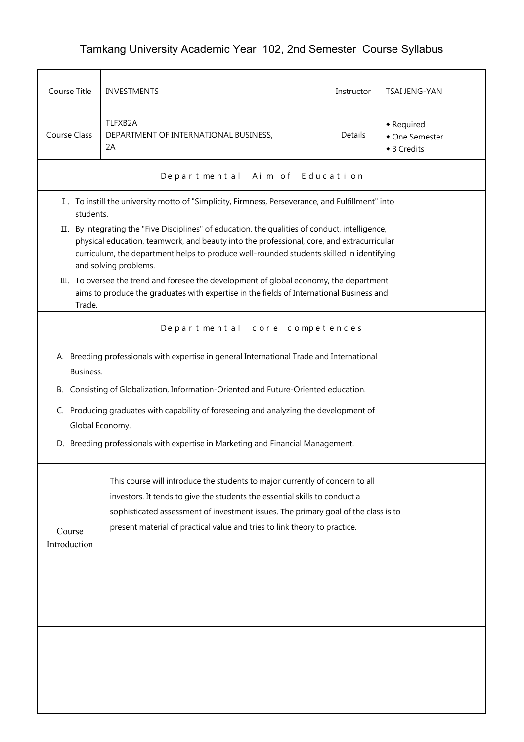# Tamkang University Academic Year 102, 2nd Semester Course Syllabus

| Course Title | INVESTMENTS | Instructor | TSAI JENG-YAN |
|---|---|---|---|
| Course Class | TLFXB2A<br>DEPARTMENT OF INTERNATIONAL BUSINESS, 2A | Details | ◆ Required<br>◆ One Semester<br>◆ 3 Credits |

## Departmental Aim of Education

Ⅰ. To instill the university motto of "Simplicity, Firmness, Perseverance, and Fulfillment" into students.

Ⅱ. By integrating the "Five Disciplines" of education, the qualities of conduct, intelligence, physical education, teamwork, and beauty into the professional, core, and extracurricular curriculum, the department helps to produce well-rounded students skilled in identifying and solving problems.

Ⅲ. To oversee the trend and foresee the development of global economy, the department aims to produce the graduates with expertise in the fields of International Business and Trade.

## Departmental core competences

A. Breeding professionals with expertise in general International Trade and International Business.

B. Consisting of Globalization, Information-Oriented and Future-Oriented education.

C. Producing graduates with capability of foreseeing and analyzing the development of Global Economy.

D. Breeding professionals with expertise in Marketing and Financial Management.

## Course Introduction

This course will introduce the students to major currently of concern to all investors. It tends to give the students the essential skills to conduct a sophisticated assessment of investment issues. The primary goal of the class is to present material of practical value and tries to link theory to practice.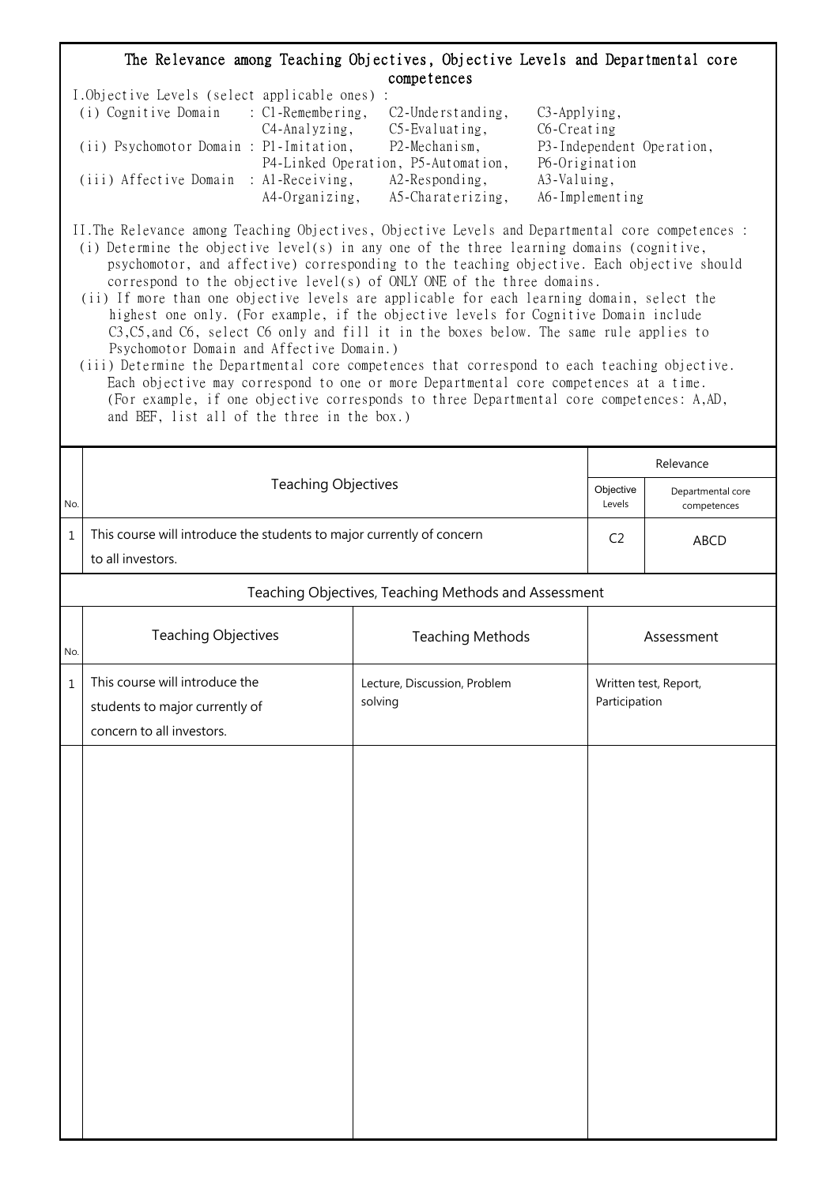# The Relevance among Teaching Objectives, Objective Levels and Departmental core competences

I.Objective Levels (select applicable ones) :

(i) Cognitive Domain : C1-Remembering, C2-Understanding, C3-Applying, C4-Analyzing, C5-Evaluating, C6-Creating

(ii) Psychomotor Domain : P1-Imitation, P2-Mechanism, P3-Independent Operation, P4-Linked Operation, P5-Automation, P6-Origination

(iii) Affective Domain : A1-Receiving, A2-Responding, A3-Valuing, A4-Organizing, A5-Charaterizing, A6-Implementing

II.The Relevance among Teaching Objectives, Objective Levels and Departmental core competences :

(i) Determine the objective level(s) in any one of the three learning domains (cognitive, psychomotor, and affective) corresponding to the teaching objective. Each objective should correspond to the objective level(s) of ONLY ONE of the three domains.

(ii) If more than one objective levels are applicable for each learning domain, select the highest one only. (For example, if the objective levels for Cognitive Domain include C3,C5,and C6, select C6 only and fill it in the boxes below. The same rule applies to Psychomotor Domain and Affective Domain.)

(iii) Determine the Departmental core competences that correspond to each teaching objective. Each objective may correspond to one or more Departmental core competences at a time. (For example, if one objective corresponds to three Departmental core competences: A,AD, and BEF, list all of the three in the box.)

| No. | Teaching Objectives | Relevance | |
|---|---|---|---|
| | | Objective Levels | Departmental core competences |
| 1 | This course will introduce the students to major currently of concern to all investors. | C2 | ABCD |

## Teaching Objectives, Teaching Methods and Assessment

| No. | Teaching Objectives | Teaching Methods | Assessment |
|---|---|---|---|
| 1 | This course will introduce the students to major currently of concern to all investors. | Lecture, Discussion, Problem solving | Written test, Report, Participation |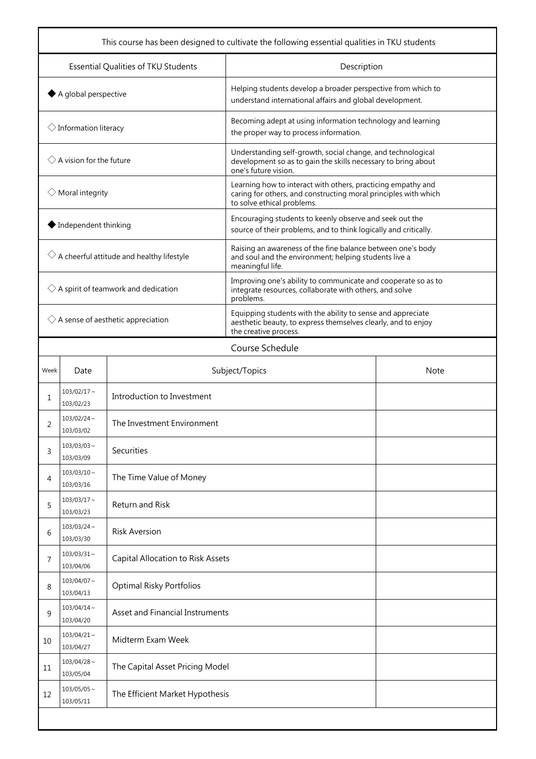| This course has been designed to cultivate the following essential qualities in TKU students | |
|---|---|
| Essential Qualities of TKU Students | Description |
| ◆ A global perspective | Helping students develop a broader perspective from which to understand international affairs and global development. |
| ◇ Information literacy | Becoming adept at using information technology and learning the proper way to process information. |
| ◇ A vision for the future | Understanding self-growth, social change, and technological development so as to gain the skills necessary to bring about one's future vision. |
| ◇ Moral integrity | Learning how to interact with others, practicing empathy and caring for others, and constructing moral principles with which to solve ethical problems. |
| ◆ Independent thinking | Encouraging students to keenly observe and seek out the source of their problems, and to think logically and critically. |
| ◇ A cheerful attitude and healthy lifestyle | Raising an awareness of the fine balance between one's body and soul and the environment; helping students live a meaningful life. |
| ◇ A spirit of teamwork and dedication | Improving one's ability to communicate and cooperate so as to integrate resources, collaborate with others, and solve problems. |
| ◇ A sense of aesthetic appreciation | Equipping students with the ability to sense and appreciate aesthetic beauty, to express themselves clearly, and to enjoy the creative process. |

## Course Schedule

| Week | Date | Subject/Topics | Note |
|---|---|---|---|
| 1 | 103/02/17～103/02/23 | Introduction to Investment | |
| 2 | 103/02/24～103/03/02 | The Investment Environment | |
| 3 | 103/03/03～103/03/09 | Securities | |
| 4 | 103/03/10～103/03/16 | The Time Value of Money | |
| 5 | 103/03/17～103/03/23 | Return and Risk | |
| 6 | 103/03/24～103/03/30 | Risk Aversion | |
| 7 | 103/03/31～103/04/06 | Capital Allocation to Risk Assets | |
| 8 | 103/04/07～103/04/13 | Optimal Risky Portfolios | |
| 9 | 103/04/14～103/04/20 | Asset and Financial Instruments | |
| 10 | 103/04/21～103/04/27 | Midterm Exam Week | |
| 11 | 103/04/28～103/05/04 | The Capital Asset Pricing Model | |
| 12 | 103/05/05～103/05/11 | The Efficient Market Hypothesis | |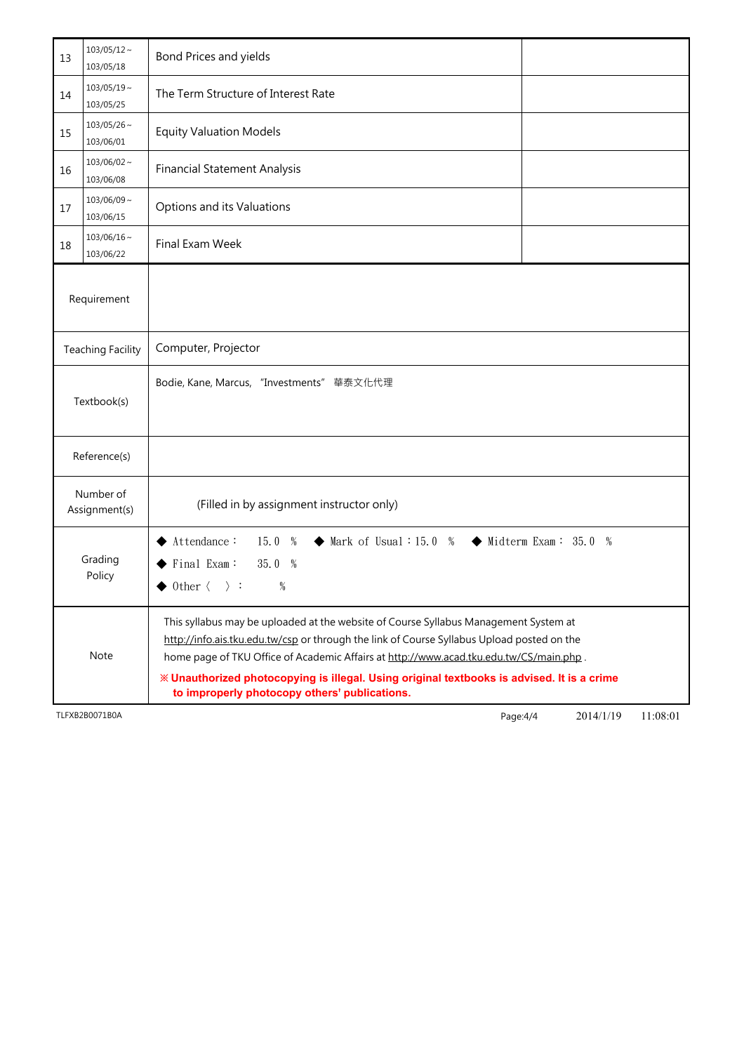| | | | |
|---|---|---|---|
| 13 | 103/05/12～103/05/18 | Bond Prices and yields | |
| 14 | 103/05/19～103/05/25 | The Term Structure of Interest Rate | |
| 15 | 103/05/26～103/06/01 | Equity Valuation Models | |
| 16 | 103/06/02～103/06/08 | Financial Statement Analysis | |
| 17 | 103/06/09～103/06/15 | Options and its Valuations | |
| 18 | 103/06/16～103/06/22 | Final Exam Week | |

| | |
|---|---|
| Requirement | |
| Teaching Facility | Computer, Projector |
| Textbook(s) | Bodie, Kane, Marcus, "Investments" 華泰文化代理 |
| Reference(s) | |
| Number of Assignment(s) | (Filled in by assignment instructor only) |
| Grading Policy | ◆ Attendance： 15.0 % ◆ Mark of Usual：15.0 % ◆ Midterm Exam： 35.0 % ◆ Final Exam： 35.0 % ◆ Other〈 〉： % |
| Note | This syllabus may be uploaded at the website of Course Syllabus Management System at http://info.ais.tku.edu.tw/csp or through the link of Course Syllabus Upload posted on the home page of TKU Office of Academic Affairs at http://www.acad.tku.edu.tw/CS/main.php . **※ Unauthorized photocopying is illegal. Using original textbooks is advised. It is a crime to improperly photocopy others' publications.** |

TLFXB2B0071B0A

2014/1/19 11:08:01